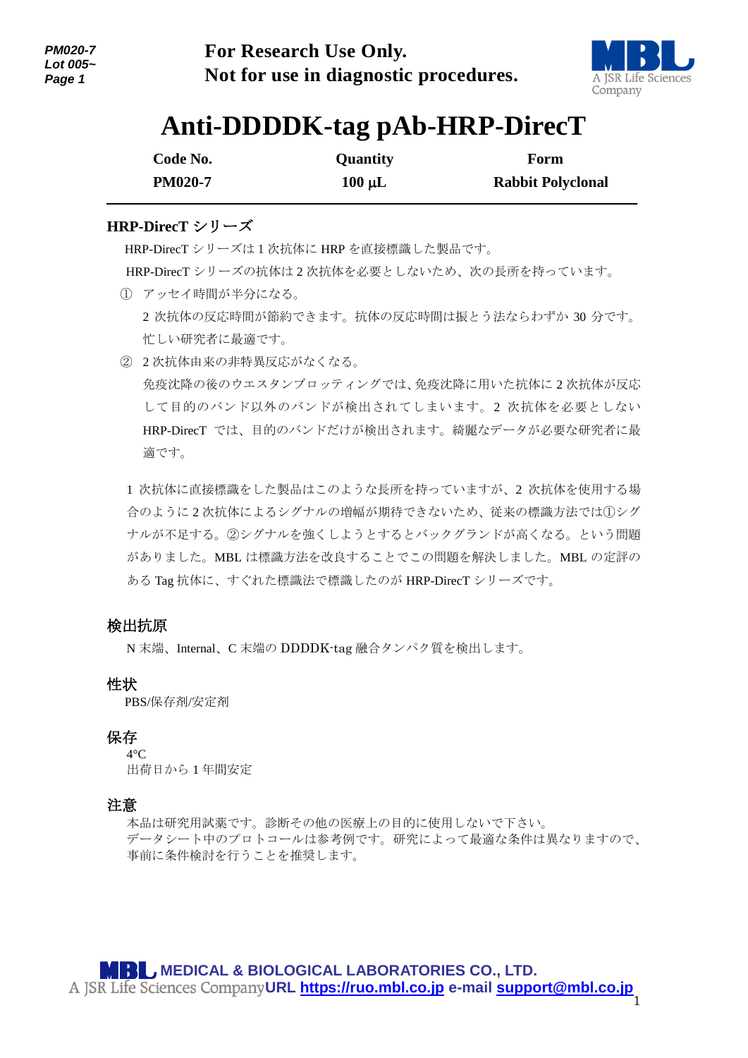**For Research Use Only.**
**Not for use in diagnostic procedures.**

# Anti-DDDDK-tag pAb-HRP-DirecT

| Code No. | Quantity | Form |
|---|---|---|
| PM020-7 | 100 µL | Rabbit Polyclonal |

## HRP-DirecT シリーズ

HRP-DirecT シリーズは 1 次抗体に HRP を直接標識した製品です。

HRP-DirecT シリーズの抗体は 2 次抗体を必要としないため、次の長所を持っています。

① アッセイ時間が半分になる。

2 次抗体の反応時間が節約できます。抗体の反応時間は振とう法ならわずか 30 分です。忙しい研究者に最適です。

② 2 次抗体由来の非特異反応がなくなる。

免疫沈降の後のウエスタンブロッティングでは、免疫沈降に用いた抗体に 2 次抗体が反応して目的のバンド以外のバンドが検出されてしまいます。2 次抗体を必要としない HRP-DirecT では、目的のバンドだけが検出されます。綺麗なデータが必要な研究者に最適です。

1 次抗体に直接標識をした製品はこのような長所を持っていますが、2 次抗体を使用する場合のように 2 次抗体によるシグナルの増幅が期待できないため、従来の標識方法では①シグナルが不足する。②シグナルを強くしようとするとバックグランドが高くなる。という問題がありました。MBL は標識方法を改良することでこの問題を解決しました。MBL の定評のある Tag 抗体に、すぐれた標識法で標識したのが HRP-DirecT シリーズです。

## 検出抗原

N 末端、Internal、C 末端の DDDDK-tag 融合タンパク質を検出します。

## 性状

PBS/保存剤/安定剤

## 保存

4°C

出荷日から 1 年間安定

## 注意

本品は研究用試薬です。診断その他の医療上の目的に使用しないで下さい。

データシート中のプロトコールは参考例です。研究によって最適な条件は異なりますので、事前に条件検討を行うことを推奨します。

MEDICAL & BIOLOGICAL LABORATORIES CO., LTD.
A JSR Life Sciences Company URL https://ruo.mbl.co.jp e-mail support@mbl.co.jp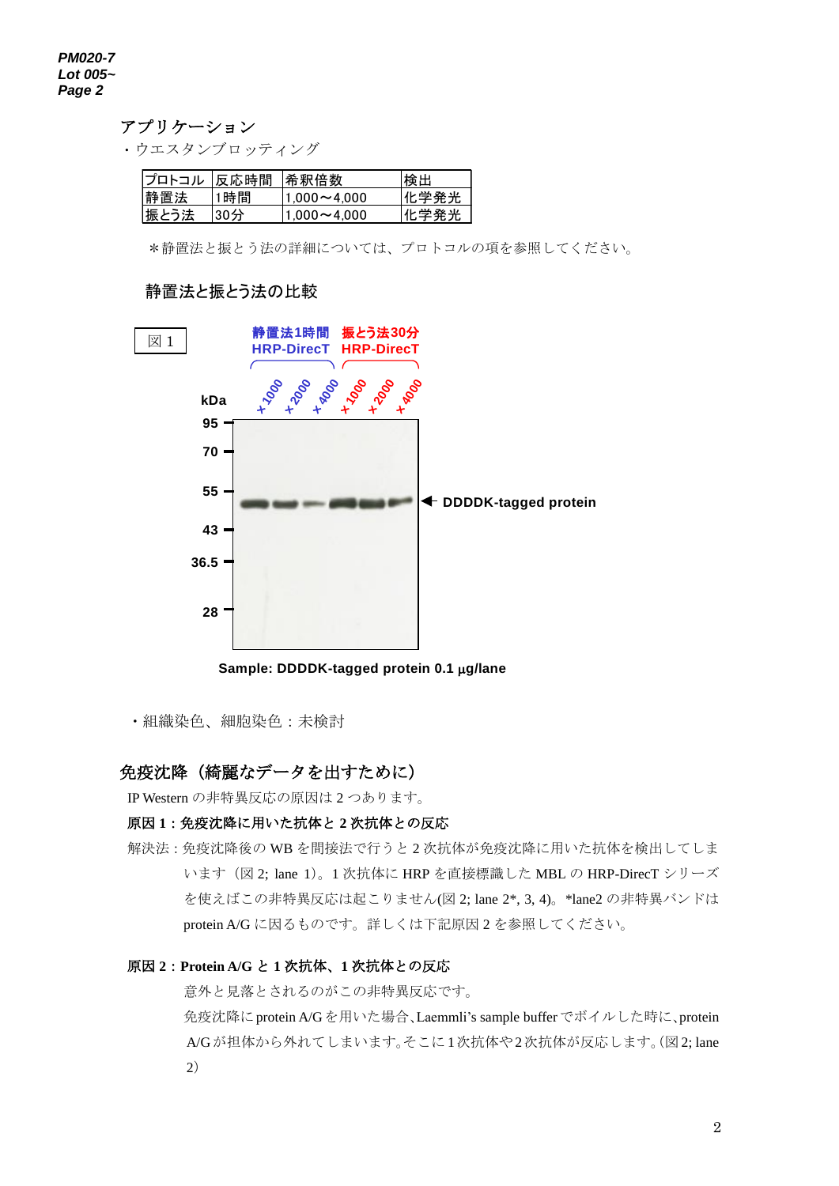## アプリケーション

・ウエスタンブロッティング

| プロトコル | 反応時間 | 希釈倍数 | 検出 |
| --- | --- | --- | --- |
| 静置法 | 1時間 | 1,000～4,000 | 化学発光 |
| 振とう法 | 30分 | 1,000～4,000 | 化学発光 |

＊静置法と振とう法の詳細については、プロトコルの項を参照してください。

### 静置法と振とう法の比較

図 1

静置法1時間 HRP-DirecT　振とう法30分 HRP-DirecT

×1000　×2000　×4000　×1000　×2000　×4000

kDa: 95, 70, 55, 43, 36.5, 28

DDDDK-tagged protein

Sample: DDDDK-tagged protein 0.1 μg/lane

・組織染色、細胞染色：未検討

## 免疫沈降（綺麗なデータを出すために）

IP Western の非特異反応の原因は 2 つあります。

**原因 1：免疫沈降に用いた抗体と 2 次抗体との反応**

解決法：免疫沈降後の WB を間接法で行うと 2 次抗体が免疫沈降に用いた抗体を検出してしまいます（図 2; lane 1)。1 次抗体に HRP を直接標識した MBL の HRP-DirecT シリーズを使えばこの非特異反応は起こりません(図 2; lane 2*, 3, 4)。*lane2 の非特異バンドは protein A/G に因るものです。詳しくは下記原因 2 を参照してください。

**原因 2：Protein A/G と 1 次抗体、1 次抗体との反応**

意外と見落とされるのがこの非特異反応です。

免疫沈降に protein A/G を用いた場合、Laemmli's sample buffer でボイルした時に、protein A/G が担体から外れてしまいます。そこに 1 次抗体や 2 次抗体が反応します。(図 2; lane 2)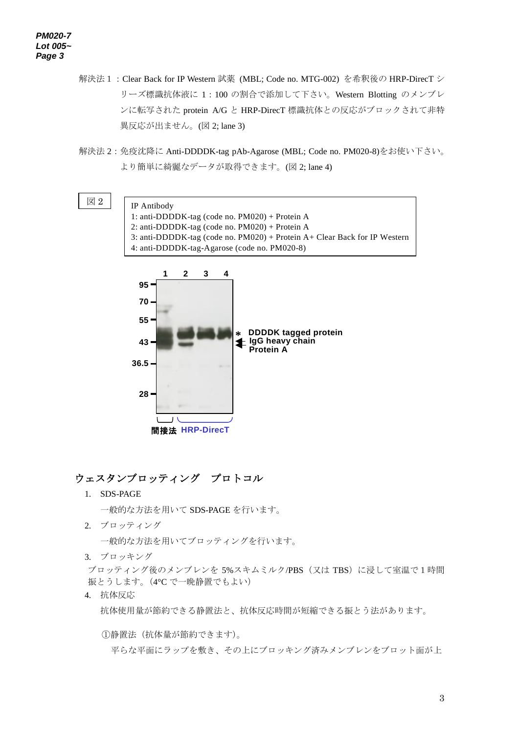解決法１：Clear Back for IP Western 試薬 (MBL; Code no. MTG-002) を希釈後の HRP-DirecT シリーズ標識抗体液に 1 : 100 の割合で添加して下さい。Western Blotting のメンブレンに転写された protein A/G と HRP-DirecT 標識抗体との反応がブロックされて非特異反応が出ません。(図 2; lane 3)

解決法 2：免疫沈降に Anti-DDDDK-tag pAb-Agarose (MBL; Code no. PM020-8)をお使い下さい。より簡単に綺麗なデータが取得できます。(図 2; lane 4)

図 2

IP Antibody
1: anti-DDDDK-tag (code no. PM020) + Protein A
2: anti-DDDDK-tag (code no. PM020) + Protein A
3: anti-DDDDK-tag (code no. PM020) + Protein A+ Clear Back for IP Western
4: anti-DDDDK-tag-Agarose (code no. PM020-8)

1 2 3 4

95, 70, 55, 43, 36.5, 28

* DDDDK tagged protein
IgG heavy chain
Protein A

間接法 HRP-DirecT

## ウェスタンブロッティング　プロトコル

1. SDS-PAGE

   一般的な方法を用いて SDS-PAGE を行います。

2. ブロッティング

   一般的な方法を用いてブロッティングを行います。

3. ブロッキング

   ブロッティング後のメンブレンを 5%スキムミルク/PBS（又は TBS）に浸して室温で 1 時間振とうします。(4°C で一晩静置でもよい)

4. 抗体反応

   抗体使用量が節約できる静置法と、抗体反応時間が短縮できる振とう法があります。

   ①静置法（抗体量が節約できます)。

   平らな平面にラップを敷き、その上にブロッキング済みメンブレンをブロット面が上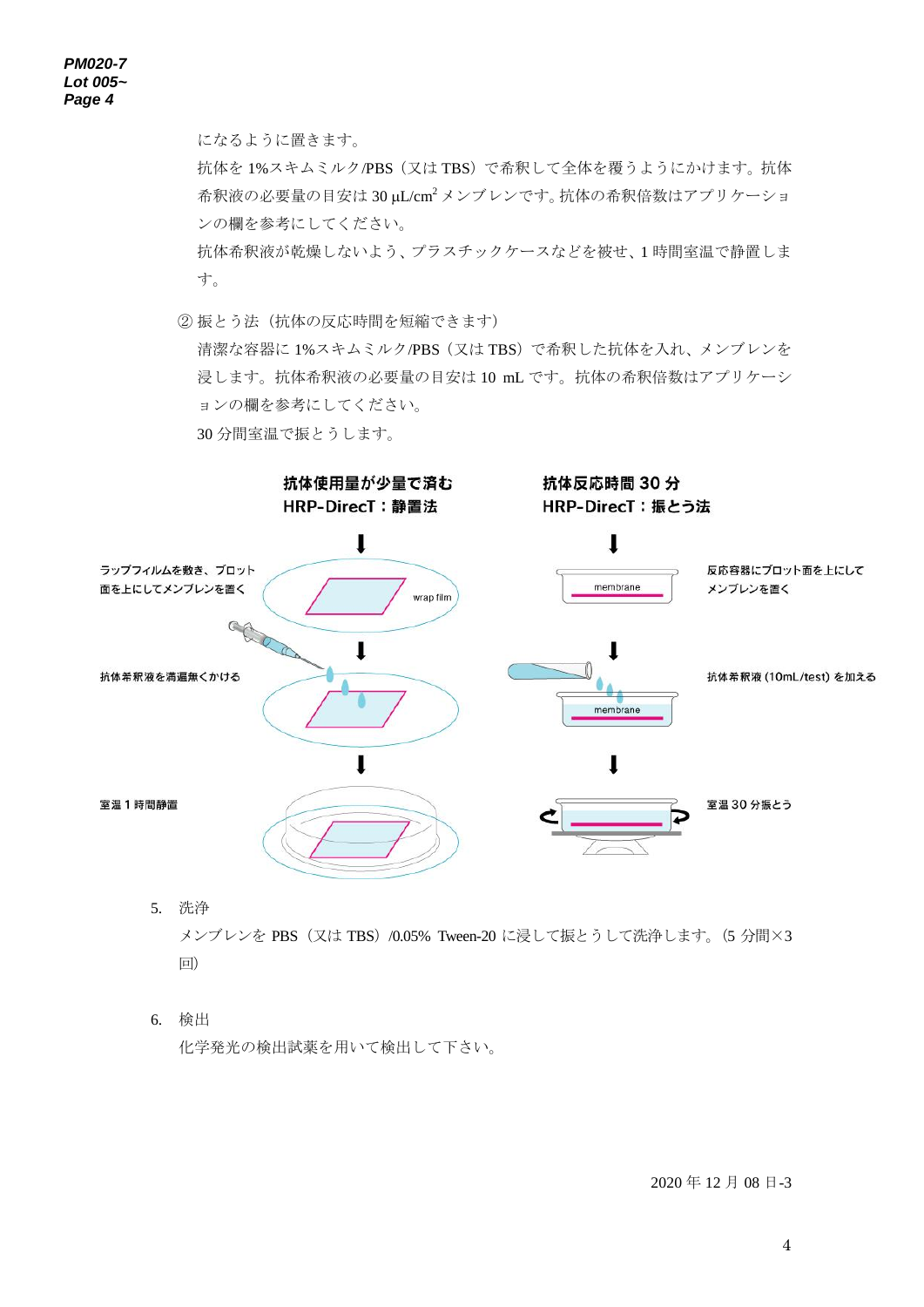になるように置きます。

抗体を 1%スキムミルク/PBS（又は TBS）で希釈して全体を覆うようにかけます。抗体希釈液の必要量の目安は 30 μL/cm$^2$ メンブレンです。抗体の希釈倍数はアプリケーションの欄を参考にしてください。

抗体希釈液が乾燥しないよう、プラスチックケースなどを被せ、1 時間室温で静置します。

② 振とう法（抗体の反応時間を短縮できます）

清潔な容器に 1%スキムミルク/PBS（又は TBS）で希釈した抗体を入れ、メンブレンを浸します。抗体希釈液の必要量の目安は 10 mL です。抗体の希釈倍数はアプリケーションの欄を参考にしてください。

30 分間室温で振とうします。

**抗体使用量が少量で済む**
**HRP-DirecT：静置法**

- ラップフィルムを敷き、ブロット面を上にしてメンブレンを置く
- 抗体希釈液を満遍無くかける
- 室温 1 時間静置

**抗体反応時間 30 分**
**HRP-DirecT：振とう法**

- 反応容器にブロット面を上にしてメンブレンを置く
- 抗体希釈液 (10mL/test) を加える
- 室温 30 分振とう

5. 洗浄

メンブレンを PBS（又は TBS）/0.05% Tween-20 に浸して振とうして洗浄します。(5 分間×3 回)

6. 検出

化学発光の検出試薬を用いて検出して下さい。

2020 年 12 月 08 日-3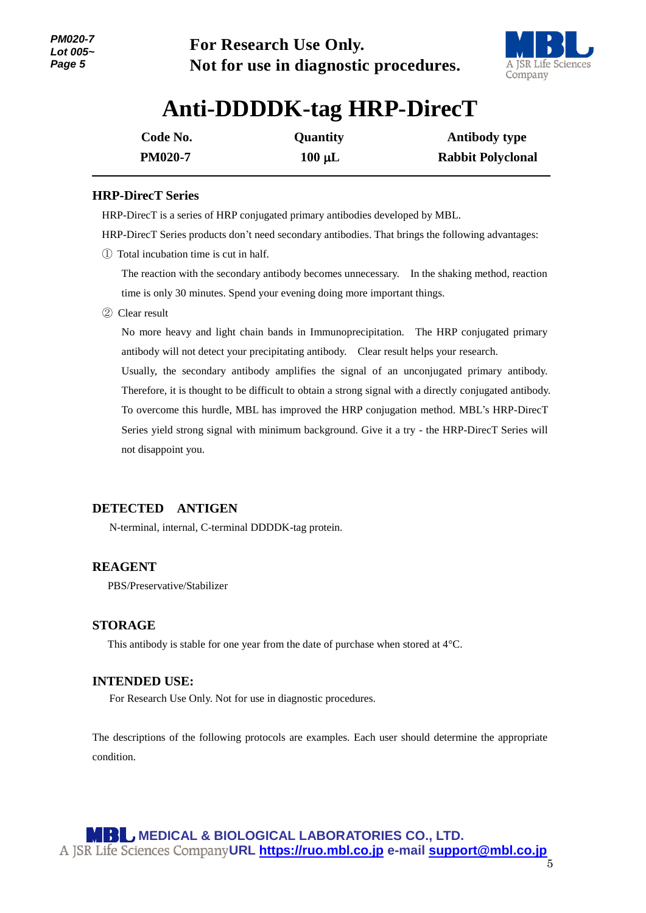For Research Use Only.
Not for use in diagnostic procedures.

# Anti-DDDDK-tag HRP-DirecT

| Code No. | Quantity | Antibody type |
|---|---|---|
| PM020-7 | 100 μL | Rabbit Polyclonal |

## HRP-DirecT Series

HRP-DirecT is a series of HRP conjugated primary antibodies developed by MBL.

HRP-DirecT Series products don't need secondary antibodies. That brings the following advantages:

① Total incubation time is cut in half.

The reaction with the secondary antibody becomes unnecessary. In the shaking method, reaction time is only 30 minutes. Spend your evening doing more important things.

② Clear result

No more heavy and light chain bands in Immunoprecipitation. The HRP conjugated primary antibody will not detect your precipitating antibody. Clear result helps your research.
Usually, the secondary antibody amplifies the signal of an unconjugated primary antibody. Therefore, it is thought to be difficult to obtain a strong signal with a directly conjugated antibody. To overcome this hurdle, MBL has improved the HRP conjugation method. MBL's HRP-DirecT Series yield strong signal with minimum background. Give it a try - the HRP-DirecT Series will not disappoint you.

## DETECTED ANTIGEN

N-terminal, internal, C-terminal DDDDK-tag protein.

## REAGENT

PBS/Preservative/Stabilizer

## STORAGE

This antibody is stable for one year from the date of purchase when stored at 4°C.

## INTENDED USE:

For Research Use Only. Not for use in diagnostic procedures.

The descriptions of the following protocols are examples. Each user should determine the appropriate condition.

MEDICAL & BIOLOGICAL LABORATORIES CO., LTD.
A JSR Life Sciences Company URL https://ruo.mbl.co.jp e-mail support@mbl.co.jp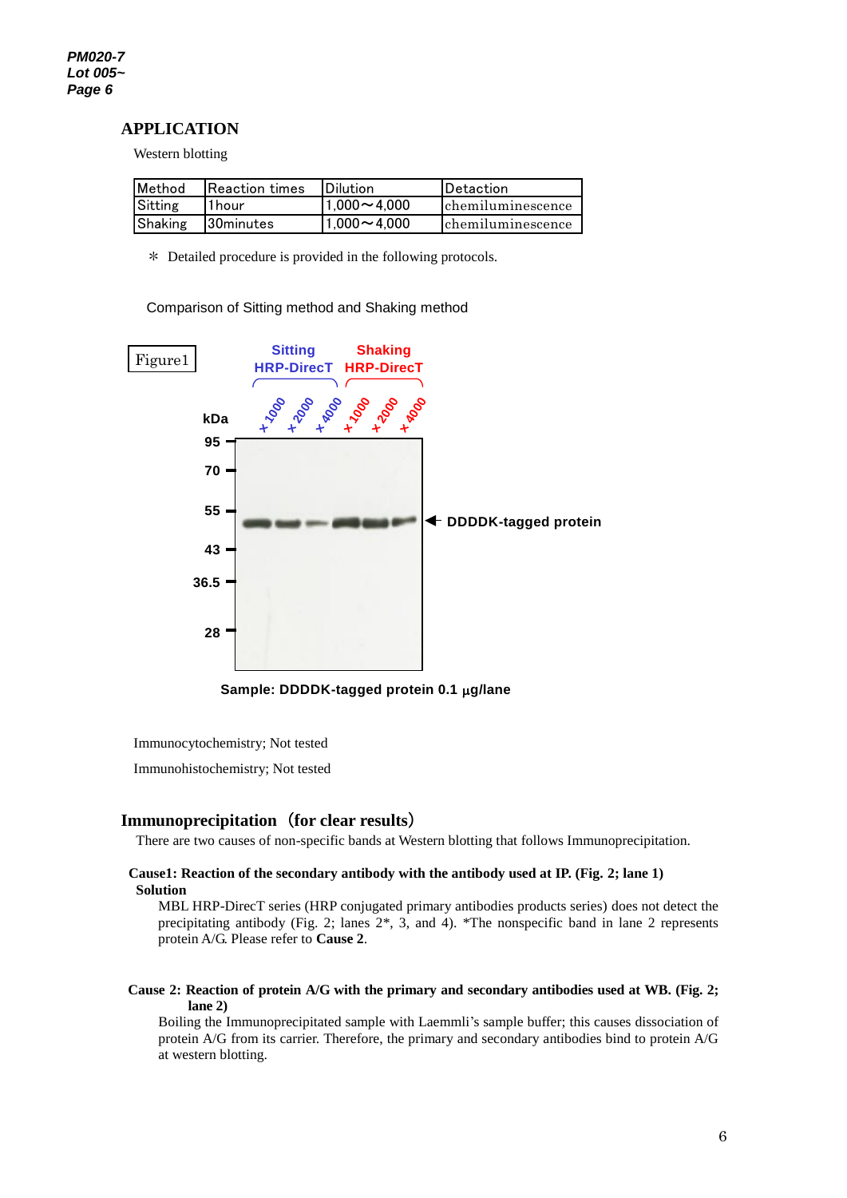## APPLICATION

Western blotting

| Method | Reaction times | Dilution | Detaction |
|---|---|---|---|
| Sitting | 1hour | 1,000～4,000 | chemiluminescence |
| Shaking | 30minutes | 1,000～4,000 | chemiluminescence |

＊ Detailed procedure is provided in the following protocols.

Comparison of Sitting method and Shaking method

Figure1

Sample: DDDDK-tagged protein 0.1 μg/lane

Immunocytochemistry; Not tested

Immunohistochemistry; Not tested

## Immunoprecipitation（for clear results）

There are two causes of non-specific bands at Western blotting that follows Immunoprecipitation.

**Cause1: Reaction of the secondary antibody with the antibody used at IP. (Fig. 2; lane 1)**

**Solution**

MBL HRP-DirecT series (HRP conjugated primary antibodies products series) does not detect the precipitating antibody (Fig. 2; lanes 2*, 3, and 4). *The nonspecific band in lane 2 represents protein A/G. Please refer to **Cause 2**.

**Cause 2: Reaction of protein A/G with the primary and secondary antibodies used at WB. (Fig. 2; lane 2)**

Boiling the Immunoprecipitated sample with Laemmli's sample buffer; this causes dissociation of protein A/G from its carrier. Therefore, the primary and secondary antibodies bind to protein A/G at western blotting.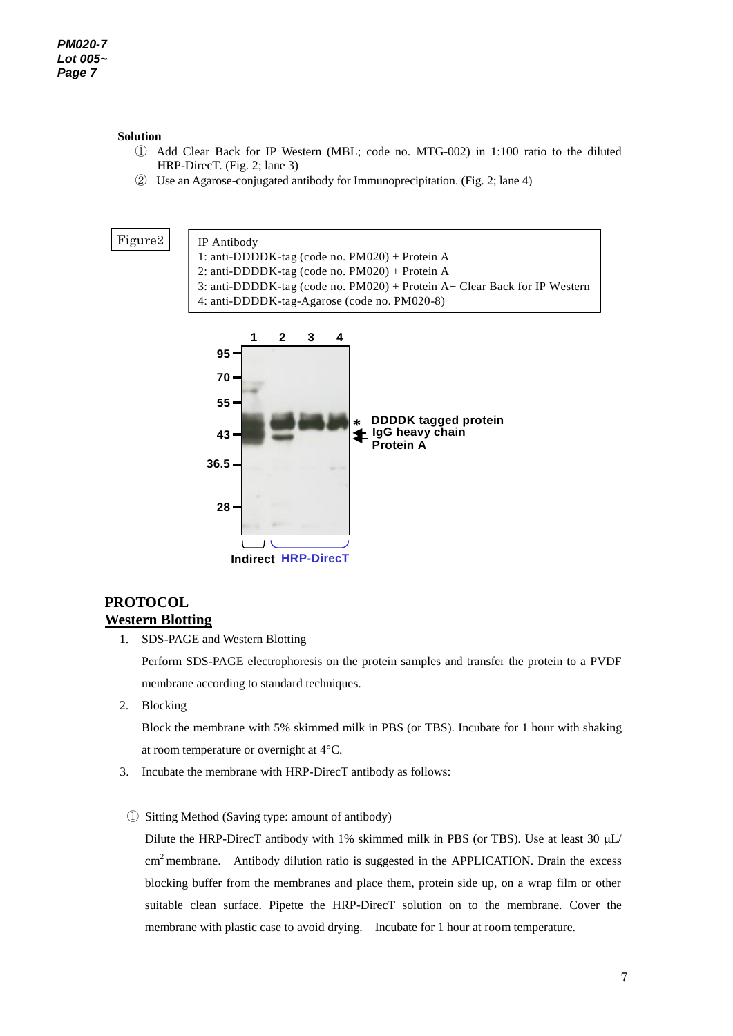**Solution**

① Add Clear Back for IP Western (MBL; code no. MTG-002) in 1:100 ratio to the diluted HRP-DirecT. (Fig. 2; lane 3)

② Use an Agarose-conjugated antibody for Immunoprecipitation. (Fig. 2; lane 4)

Figure2

IP Antibody
1: anti-DDDDK-tag (code no. PM020) + Protein A
2: anti-DDDDK-tag (code no. PM020) + Protein A
3: anti-DDDDK-tag (code no. PM020) + Protein A+ Clear Back for IP Western
4: anti-DDDDK-tag-Agarose (code no. PM020-8)

1 2 3 4

95, 70, 55, 43, 36.5, 28

\* DDDDK tagged protein
IgG heavy chain
Protein A

Indirect HRP-DirecT

# PROTOCOL

## Western Blotting

1. SDS-PAGE and Western Blotting

   Perform SDS-PAGE electrophoresis on the protein samples and transfer the protein to a PVDF membrane according to standard techniques.

2. Blocking

   Block the membrane with 5% skimmed milk in PBS (or TBS). Incubate for 1 hour with shaking at room temperature or overnight at 4°C.

3. Incubate the membrane with HRP-DirecT antibody as follows:

① Sitting Method (Saving type: amount of antibody)

Dilute the HRP-DirecT antibody with 1% skimmed milk in PBS (or TBS). Use at least 30 μL/ $cm^2$ membrane. Antibody dilution ratio is suggested in the APPLICATION. Drain the excess blocking buffer from the membranes and place them, protein side up, on a wrap film or other suitable clean surface. Pipette the HRP-DirecT solution on to the membrane. Cover the membrane with plastic case to avoid drying. Incubate for 1 hour at room temperature.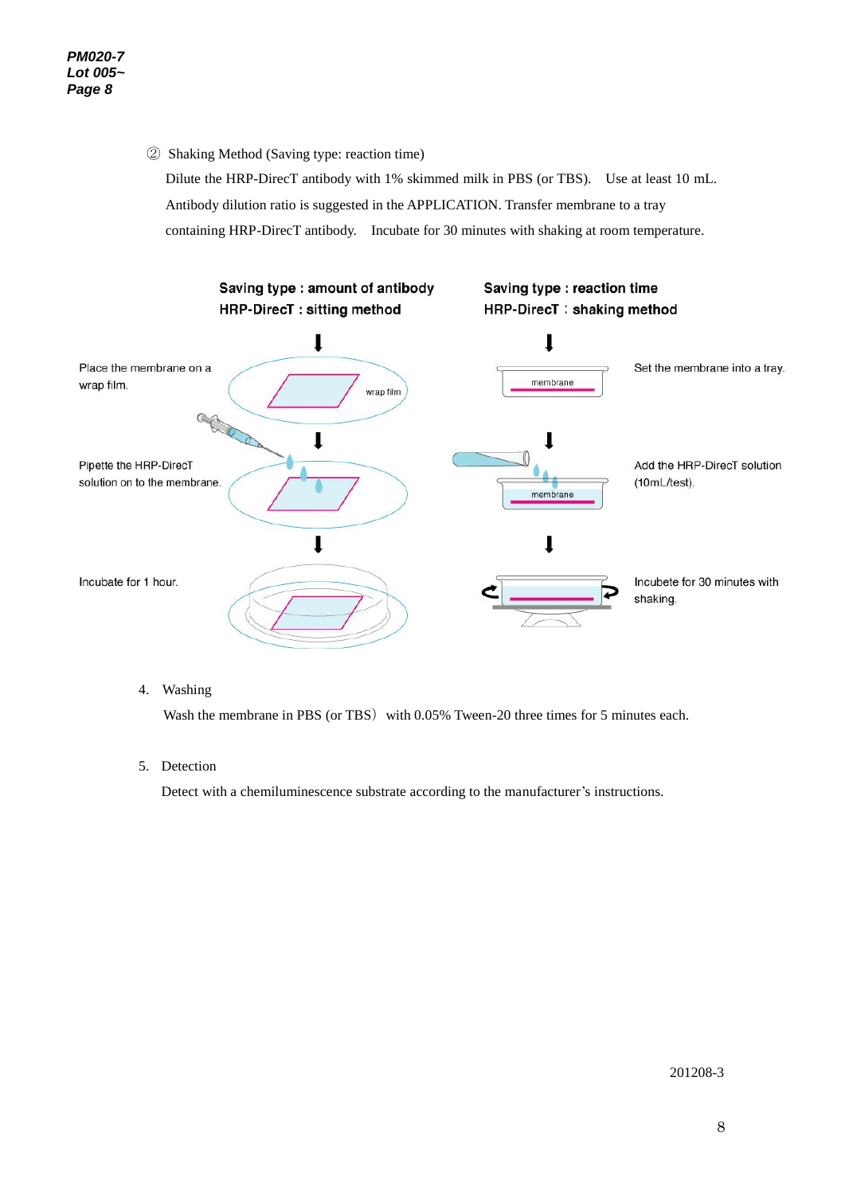② Shaking Method (Saving type: reaction time)

Dilute the HRP-DirecT antibody with 1% skimmed milk in PBS (or TBS). Use at least 10 mL. Antibody dilution ratio is suggested in the APPLICATION. Transfer membrane to a tray containing HRP-DirecT antibody. Incubate for 30 minutes with shaking at room temperature.

**Saving type : amount of antibody**
**HRP-DirecT : sitting method**

Place the membrane on a wrap film.

wrap film

Pipette the HRP-DirecT solution on to the membrane.

Incubate for 1 hour.

**Saving type : reaction time**
**HRP-DirecT : shaking method**

Set the membrane into a tray.

membrane

Add the HRP-DirecT solution (10mL/test).

membrane

Incubete for 30 minutes with shaking.

4. Washing

   Wash the membrane in PBS (or TBS) with 0.05% Tween-20 three times for 5 minutes each.

5. Detection

   Detect with a chemiluminescence substrate according to the manufacturer's instructions.

201208-3